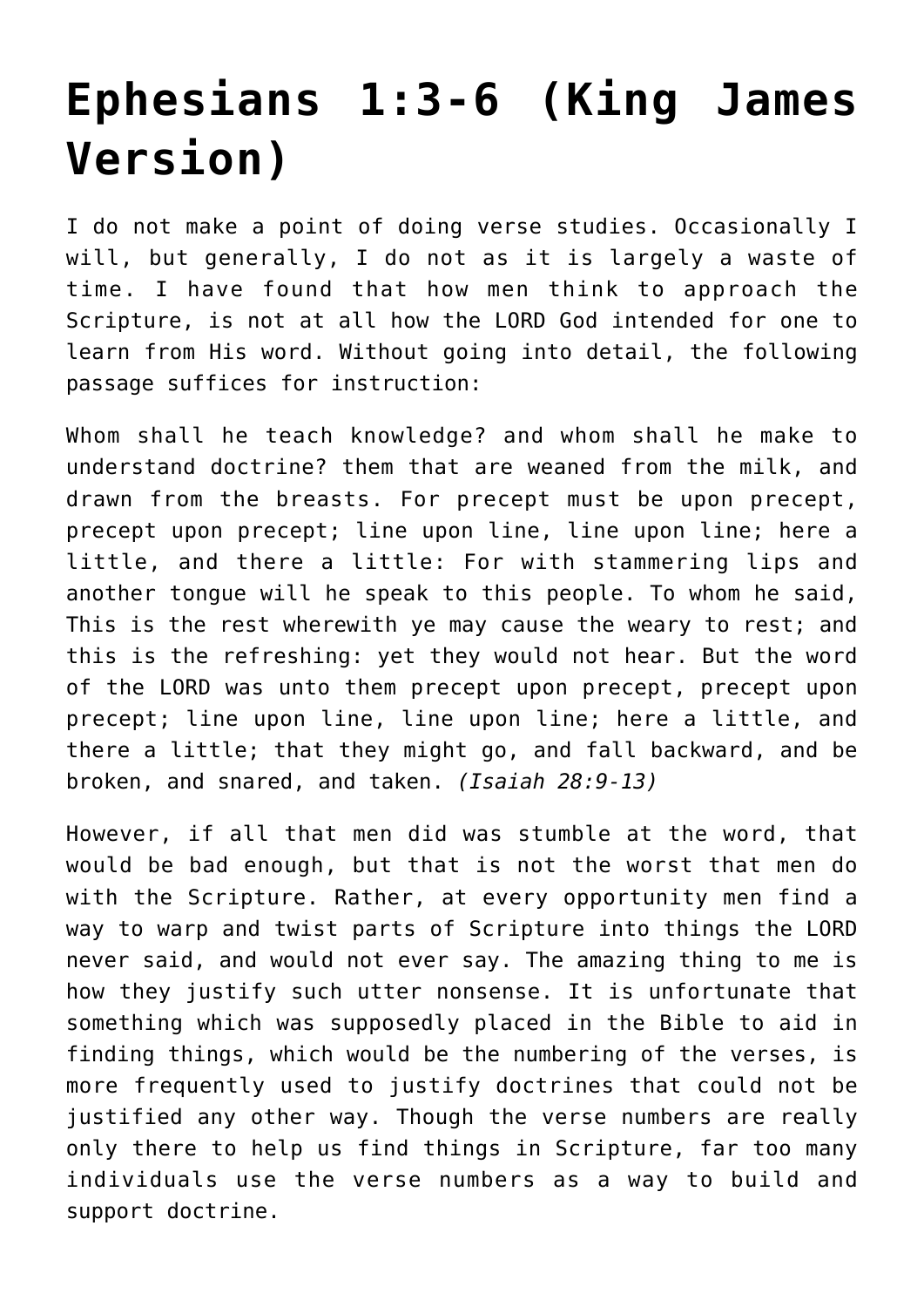# Ephesians 1:3-6 (King James Version)

I do not make a point of doing verse studies. Occasionally I will, but generally, I do not as it is largely a waste of time. I have found that how men think to approach the Scripture, is not at all how the LORD God intended for one to learn from His word. Without going into detail, the following passage suffices for instruction:

Whom shall he teach knowledge? and whom shall he make to understand doctrine? them that are weaned from the milk, and drawn from the breasts. For precept must be upon precept, precept upon precept; line upon line, line upon line; here a little, and there a little: For with stammering lips and another tongue will he speak to this people. To whom he said, This is the rest wherewith ye may cause the weary to rest; and this is the refreshing: yet they would not hear. But the word of the LORD was unto them precept upon precept, precept upon precept; line upon line, line upon line; here a little, and there a little; that they might go, and fall backward, and be broken, and snared, and taken. *(Isaiah 28:9-13)*

However, if all that men did was stumble at the word, that would be bad enough, but that is not the worst that men do with the Scripture. Rather, at every opportunity men find a way to warp and twist parts of Scripture into things the LORD never said, and would not ever say. The amazing thing to me is how they justify such utter nonsense. It is unfortunate that something which was supposedly placed in the Bible to aid in finding things, which would be the numbering of the verses, is more frequently used to justify doctrines that could not be justified any other way. Though the verse numbers are really only there to help us find things in Scripture, far too many individuals use the verse numbers as a way to build and support doctrine.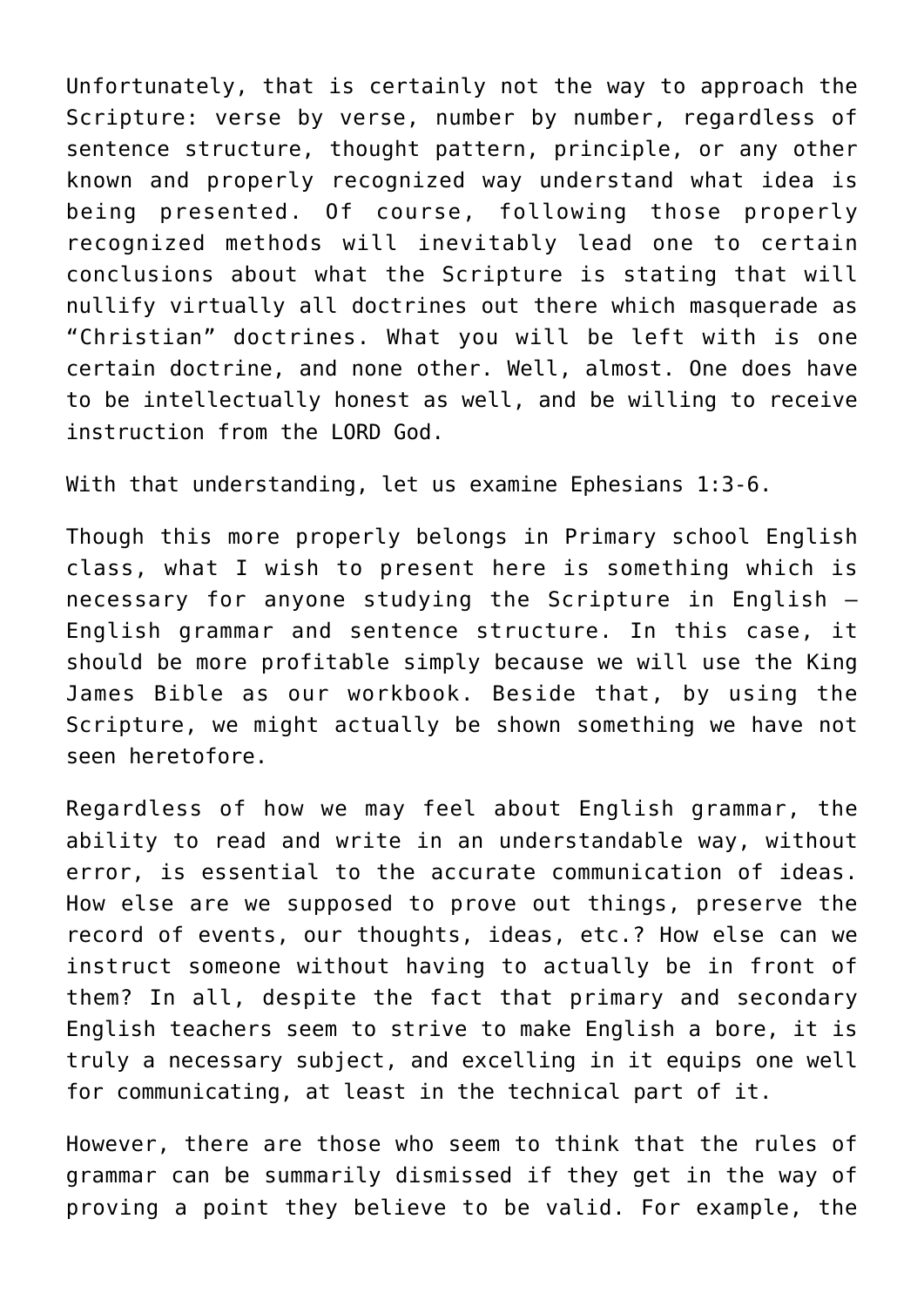Unfortunately, that is certainly not the way to approach the Scripture: verse by verse, number by number, regardless of sentence structure, thought pattern, principle, or any other known and properly recognized way understand what idea is being presented. Of course, following those properly recognized methods will inevitably lead one to certain conclusions about what the Scripture is stating that will nullify virtually all doctrines out there which masquerade as "Christian" doctrines. What you will be left with is one certain doctrine, and none other. Well, almost. One does have to be intellectually honest as well, and be willing to receive instruction from the LORD God.

With that understanding, let us examine Ephesians 1:3-6.

Though this more properly belongs in Primary school English class, what I wish to present here is something which is necessary for anyone studying the Scripture in English – English grammar and sentence structure. In this case, it should be more profitable simply because we will use the King James Bible as our workbook. Beside that, by using the Scripture, we might actually be shown something we have not seen heretofore.

Regardless of how we may feel about English grammar, the ability to read and write in an understandable way, without error, is essential to the accurate communication of ideas. How else are we supposed to prove out things, preserve the record of events, our thoughts, ideas, etc.? How else can we instruct someone without having to actually be in front of them? In all, despite the fact that primary and secondary English teachers seem to strive to make English a bore, it is truly a necessary subject, and excelling in it equips one well for communicating, at least in the technical part of it.

However, there are those who seem to think that the rules of grammar can be summarily dismissed if they get in the way of proving a point they believe to be valid. For example, the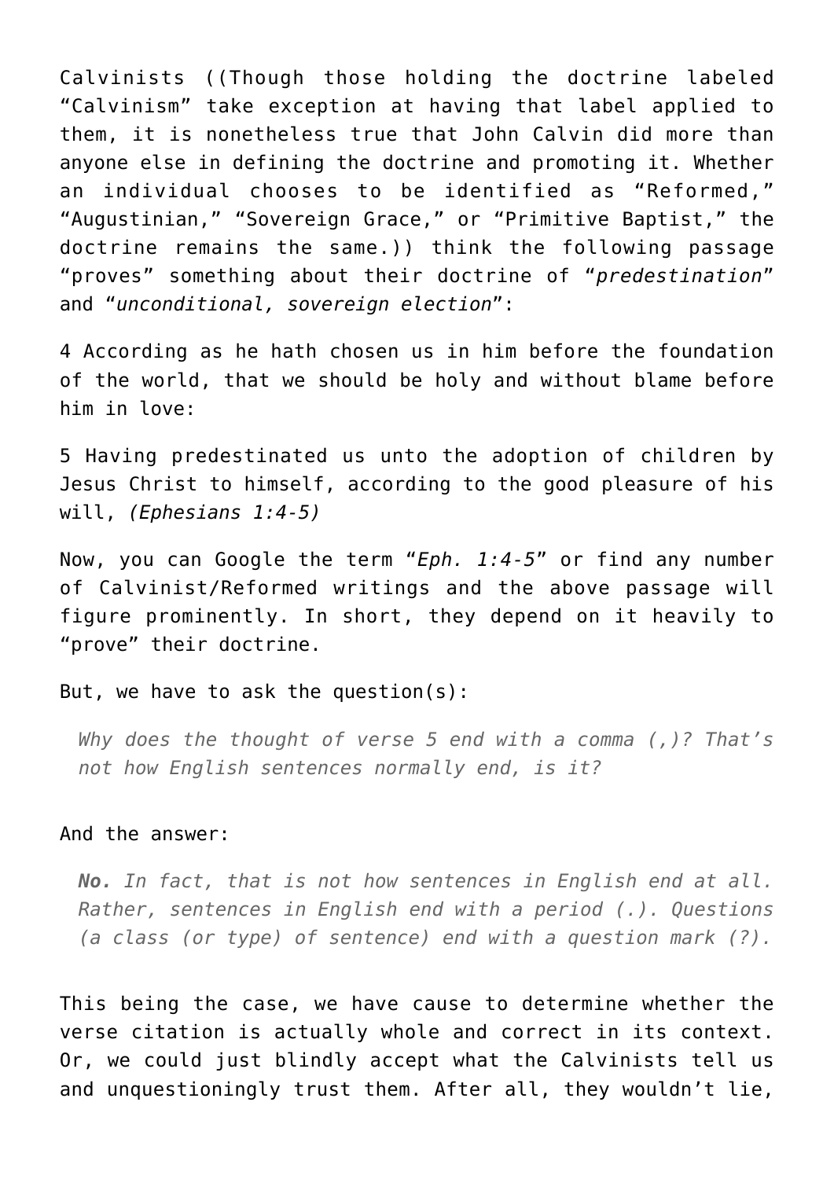Calvinists ((Though those holding the doctrine labeled "Calvinism" take exception at having that label applied to them, it is nonetheless true that John Calvin did more than anyone else in defining the doctrine and promoting it. Whether an individual chooses to be identified as "Reformed," "Augustinian," "Sovereign Grace," or "Primitive Baptist," the doctrine remains the same.)) think the following passage "proves" something about their doctrine of "*predestination*" and "*unconditional, sovereign election*":

4 According as he hath chosen us in him before the foundation of the world, that we should be holy and without blame before him in love:

5 Having predestinated us unto the adoption of children by Jesus Christ to himself, according to the good pleasure of his will, *(Ephesians 1:4-5)*

Now, you can Google the term "*Eph. 1:4-5*" or find any number of Calvinist/Reformed writings and the above passage will figure prominently. In short, they depend on it heavily to "prove" their doctrine.

But, we have to ask the question(s):

> *Why does the thought of verse 5 end with a comma (,)? That's not how English sentences normally end, is it?*

And the answer:

> ***No.*** *In fact, that is not how sentences in English end at all. Rather, sentences in English end with a period (.). Questions (a class (or type) of sentence) end with a question mark (?).*

This being the case, we have cause to determine whether the verse citation is actually whole and correct in its context. Or, we could just blindly accept what the Calvinists tell us and unquestioningly trust them. After all, they wouldn't lie,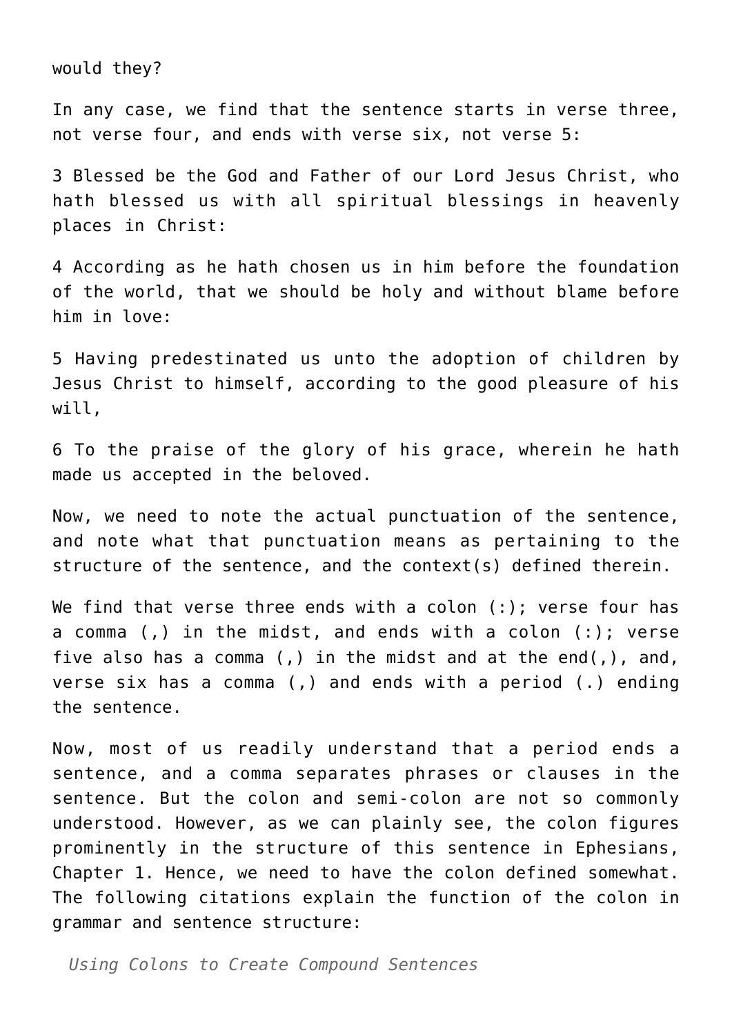would they?

In any case, we find that the sentence starts in verse three, not verse four, and ends with verse six, not verse 5:

3 Blessed be the God and Father of our Lord Jesus Christ, who hath blessed us with all spiritual blessings in heavenly places in Christ:

4 According as he hath chosen us in him before the foundation of the world, that we should be holy and without blame before him in love:

5 Having predestinated us unto the adoption of children by Jesus Christ to himself, according to the good pleasure of his will,

6 To the praise of the glory of his grace, wherein he hath made us accepted in the beloved.

Now, we need to note the actual punctuation of the sentence, and note what that punctuation means as pertaining to the structure of the sentence, and the context(s) defined therein.

We find that verse three ends with a colon (:); verse four has a comma (,) in the midst, and ends with a colon (:); verse five also has a comma (,) in the midst and at the end(,), and, verse six has a comma (,) and ends with a period (.) ending the sentence.

Now, most of us readily understand that a period ends a sentence, and a comma separates phrases or clauses in the sentence. But the colon and semi-colon are not so commonly understood. However, as we can plainly see, the colon figures prominently in the structure of this sentence in Ephesians, Chapter 1. Hence, we need to have the colon defined somewhat. The following citations explain the function of the colon in grammar and sentence structure:

> *Using Colons to Create Compound Sentences*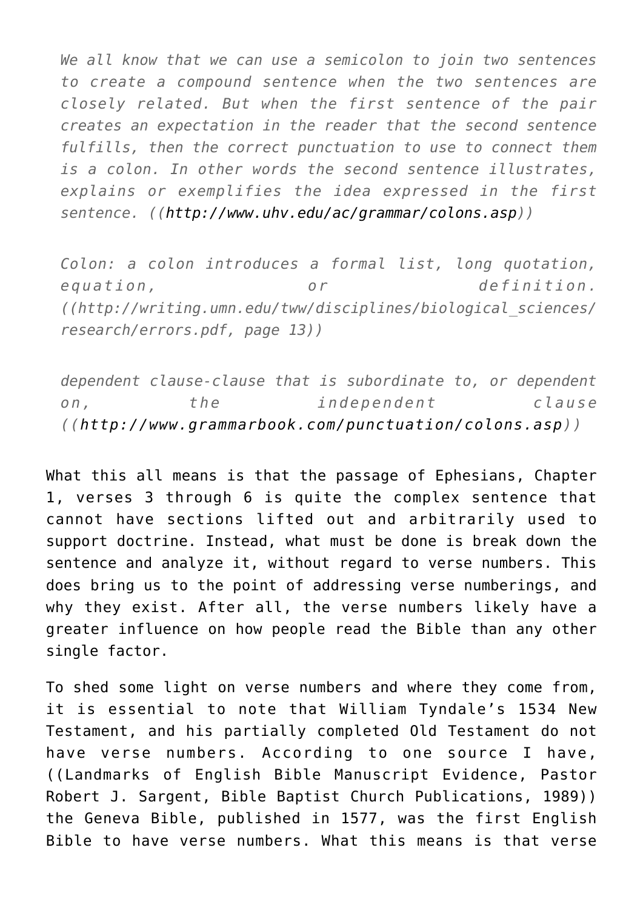> *We all know that we can use a semicolon to join two sentences to create a compound sentence when the two sentences are closely related. But when the first sentence of the pair creates an expectation in the reader that the second sentence fulfills, then the correct punctuation to use to connect them is a colon. In other words the second sentence illustrates, explains or exemplifies the idea expressed in the first sentence. ((http://www.uhv.edu/ac/grammar/colons.asp))*

> *Colon: a colon introduces a formal list, long quotation, equation, or definition. ((http://writing.umn.edu/tww/disciplines/biological_sciences/research/errors.pdf, page 13))*

> *dependent clause-clause that is subordinate to, or dependent on, the independent clause ((http://www.grammarbook.com/punctuation/colons.asp))*

What this all means is that the passage of Ephesians, Chapter 1, verses 3 through 6 is quite the complex sentence that cannot have sections lifted out and arbitrarily used to support doctrine. Instead, what must be done is break down the sentence and analyze it, without regard to verse numbers. This does bring us to the point of addressing verse numberings, and why they exist. After all, the verse numbers likely have a greater influence on how people read the Bible than any other single factor.

To shed some light on verse numbers and where they come from, it is essential to note that William Tyndale's 1534 New Testament, and his partially completed Old Testament do not have verse numbers. According to one source I have, ((Landmarks of English Bible Manuscript Evidence, Pastor Robert J. Sargent, Bible Baptist Church Publications, 1989)) the Geneva Bible, published in 1577, was the first English Bible to have verse numbers. What this means is that verse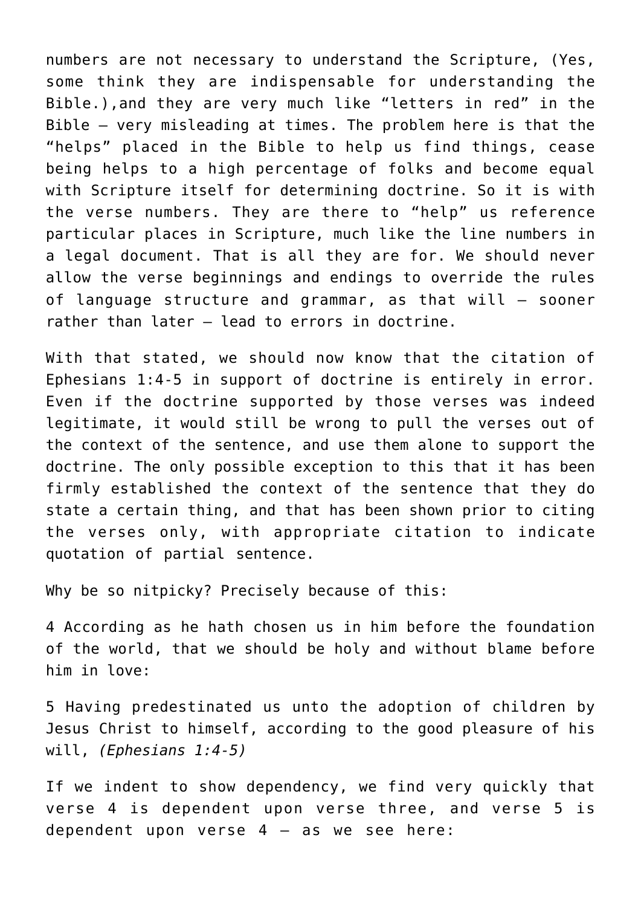numbers are not necessary to understand the Scripture, (Yes, some think they are indispensable for understanding the Bible.),and they are very much like "letters in red" in the Bible – very misleading at times. The problem here is that the "helps" placed in the Bible to help us find things, cease being helps to a high percentage of folks and become equal with Scripture itself for determining doctrine. So it is with the verse numbers. They are there to "help" us reference particular places in Scripture, much like the line numbers in a legal document. That is all they are for. We should never allow the verse beginnings and endings to override the rules of language structure and grammar, as that will – sooner rather than later – lead to errors in doctrine.

With that stated, we should now know that the citation of Ephesians 1:4-5 in support of doctrine is entirely in error. Even if the doctrine supported by those verses was indeed legitimate, it would still be wrong to pull the verses out of the context of the sentence, and use them alone to support the doctrine. The only possible exception to this that it has been firmly established the context of the sentence that they do state a certain thing, and that has been shown prior to citing the verses only, with appropriate citation to indicate quotation of partial sentence.

Why be so nitpicky? Precisely because of this:

4 According as he hath chosen us in him before the foundation of the world, that we should be holy and without blame before him in love:

5 Having predestinated us unto the adoption of children by Jesus Christ to himself, according to the good pleasure of his will, *(Ephesians 1:4-5)*

If we indent to show dependency, we find very quickly that verse 4 is dependent upon verse three, and verse 5 is dependent upon verse 4 – as we see here: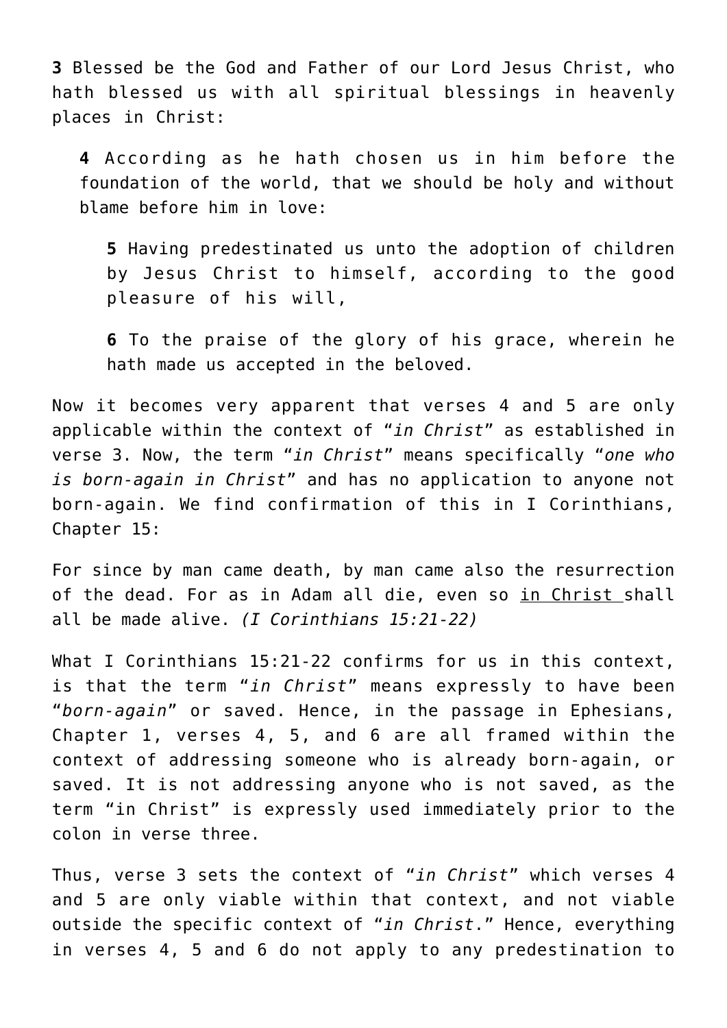**3** Blessed be the God and Father of our Lord Jesus Christ, who hath blessed us with all spiritual blessings in heavenly places in Christ:

> **4** According as he hath chosen us in him before the foundation of the world, that we should be holy and without blame before him in love:
>
> > **5** Having predestinated us unto the adoption of children by Jesus Christ to himself, according to the good pleasure of his will,
> >
> > **6** To the praise of the glory of his grace, wherein he hath made us accepted in the beloved.

Now it becomes very apparent that verses 4 and 5 are only applicable within the context of "*in Christ*" as established in verse 3. Now, the term "*in Christ*" means specifically "*one who is born-again in Christ*" and has no application to anyone not born-again. We find confirmation of this in I Corinthians, Chapter 15:

For since by man came death, by man came also the resurrection of the dead. For as in Adam all die, even so <u>in Christ</u> shall all be made alive. *(I Corinthians 15:21-22)*

What I Corinthians 15:21-22 confirms for us in this context, is that the term "*in Christ*" means expressly to have been "*born-again*" or saved. Hence, in the passage in Ephesians, Chapter 1, verses 4, 5, and 6 are all framed within the context of addressing someone who is already born-again, or saved. It is not addressing anyone who is not saved, as the term "in Christ" is expressly used immediately prior to the colon in verse three.

Thus, verse 3 sets the context of "*in Christ*" which verses 4 and 5 are only viable within that context, and not viable outside the specific context of "*in Christ*." Hence, everything in verses 4, 5 and 6 do not apply to any predestination to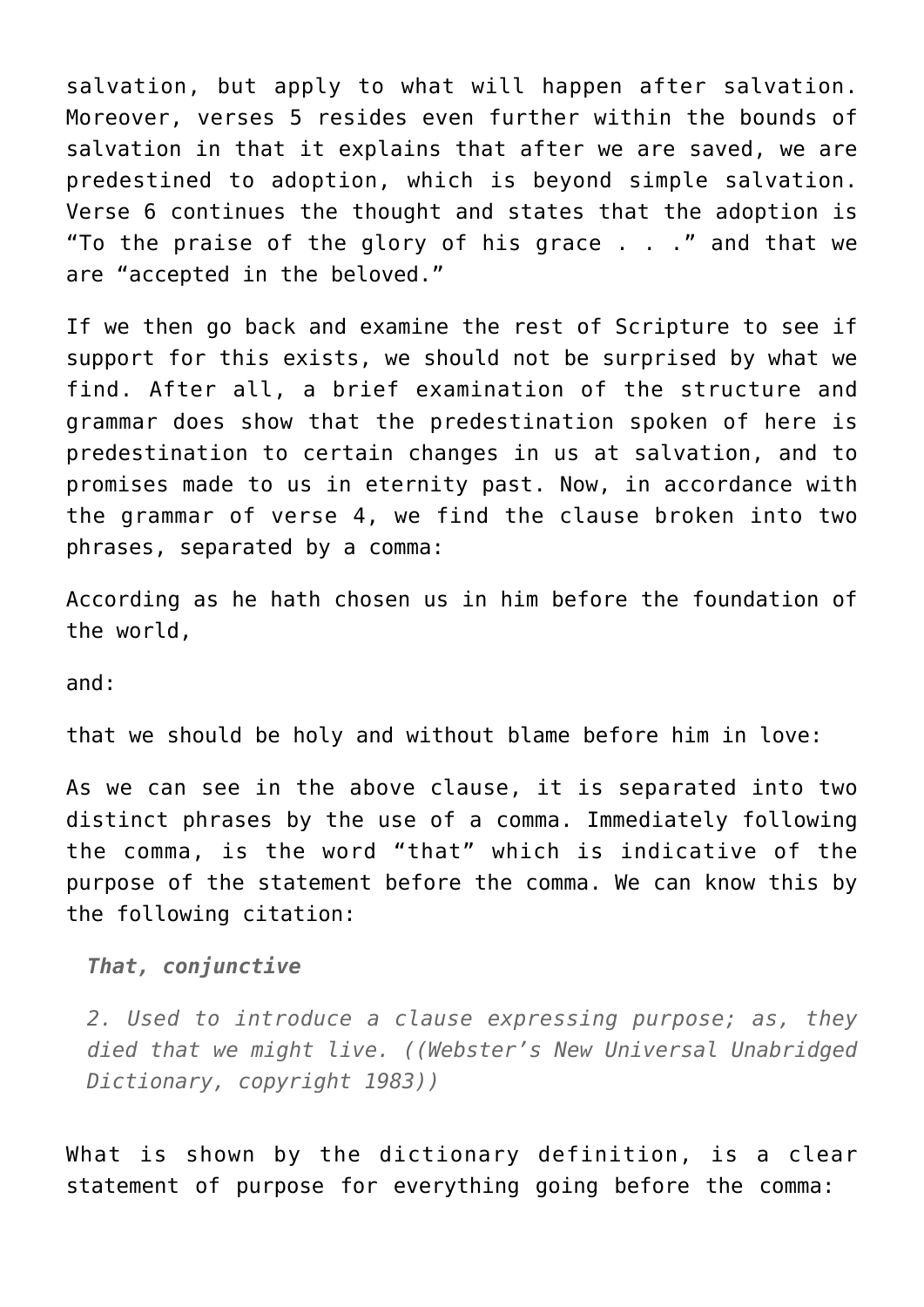salvation, but apply to what will happen after salvation. Moreover, verses 5 resides even further within the bounds of salvation in that it explains that after we are saved, we are predestined to adoption, which is beyond simple salvation. Verse 6 continues the thought and states that the adoption is "To the praise of the glory of his grace . . ." and that we are "accepted in the beloved."

If we then go back and examine the rest of Scripture to see if support for this exists, we should not be surprised by what we find. After all, a brief examination of the structure and grammar does show that the predestination spoken of here is predestination to certain changes in us at salvation, and to promises made to us in eternity past. Now, in accordance with the grammar of verse 4, we find the clause broken into two phrases, separated by a comma:

According as he hath chosen us in him before the foundation of the world,

and:

that we should be holy and without blame before him in love:

As we can see in the above clause, it is separated into two distinct phrases by the use of a comma. Immediately following the comma, is the word "that" which is indicative of the purpose of the statement before the comma. We can know this by the following citation:

> ***That, conjunctive***
>
> *2. Used to introduce a clause expressing purpose; as, they died that we might live. ((Webster's New Universal Unabridged Dictionary, copyright 1983))*

What is shown by the dictionary definition, is a clear statement of purpose for everything going before the comma: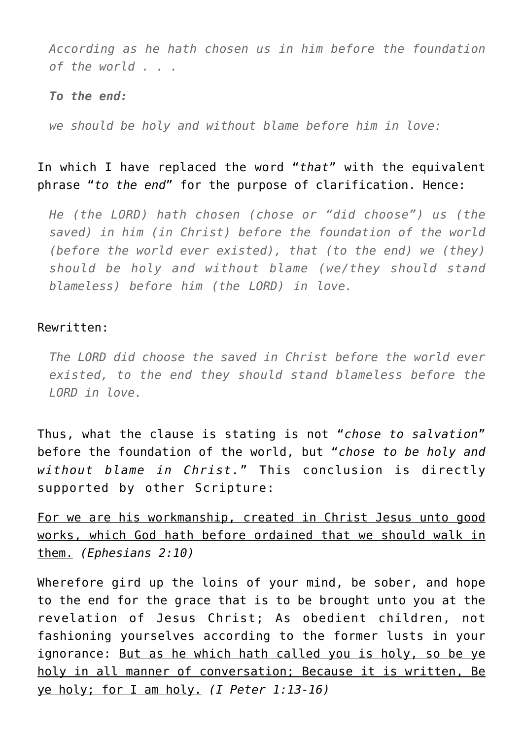> *According as he hath chosen us in him before the foundation of the world . . .*
>
> ***To the end:***
>
> *we should be holy and without blame before him in love:*

In which I have replaced the word "*that*" with the equivalent phrase "*to the end*" for the purpose of clarification. Hence:

> *He (the LORD) hath chosen (chose or "did choose") us (the saved) in him (in Christ) before the foundation of the world (before the world ever existed), that (to the end) we (they) should be holy and without blame (we/they should stand blameless) before him (the LORD) in love.*

Rewritten:

> *The LORD did choose the saved in Christ before the world ever existed, to the end they should stand blameless before the LORD in love.*

Thus, what the clause is stating is not "*chose to salvation*" before the foundation of the world, but "*chose to be holy and without blame in Christ.*" This conclusion is directly supported by other Scripture:

For we are his workmanship, created in Christ Jesus unto good works, which God hath before ordained that we should walk in them. *(Ephesians 2:10)*

Wherefore gird up the loins of your mind, be sober, and hope to the end for the grace that is to be brought unto you at the revelation of Jesus Christ; As obedient children, not fashioning yourselves according to the former lusts in your ignorance: But as he which hath called you is holy, so be ye holy in all manner of conversation; Because it is written, Be ye holy; for I am holy. *(I Peter 1:13-16)*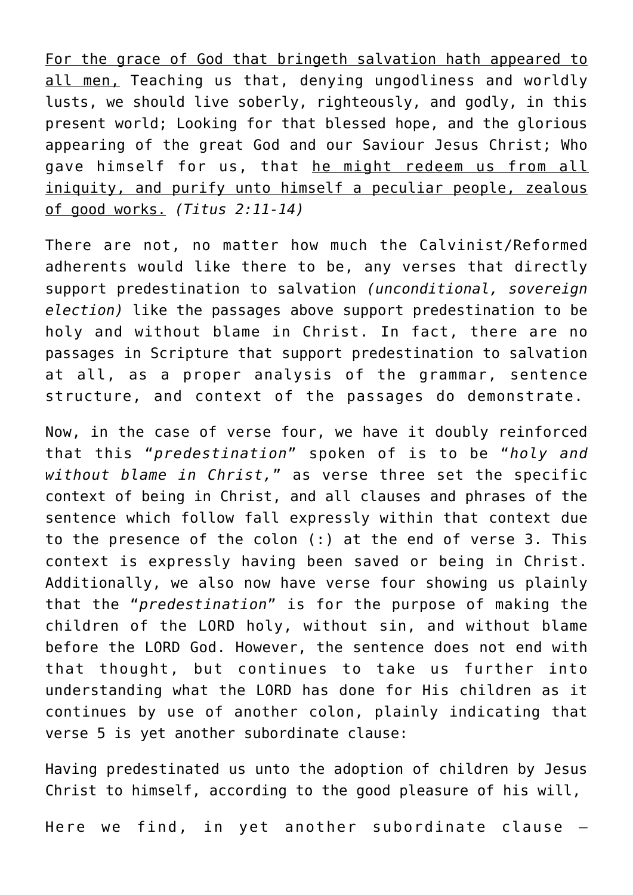<u>For the grace of God that bringeth salvation hath appeared to all men,</u> Teaching us that, denying ungodliness and worldly lusts, we should live soberly, righteously, and godly, in this present world; Looking for that blessed hope, and the glorious appearing of the great God and our Saviour Jesus Christ; Who gave himself for us, that <u>he might redeem us from all iniquity, and purify unto himself a peculiar people, zealous of good works.</u> *(Titus 2:11-14)*

There are not, no matter how much the Calvinist/Reformed adherents would like there to be, any verses that directly support predestination to salvation *(unconditional, sovereign election)* like the passages above support predestination to be holy and without blame in Christ. In fact, there are no passages in Scripture that support predestination to salvation at all, as a proper analysis of the grammar, sentence structure, and context of the passages do demonstrate.

Now, in the case of verse four, we have it doubly reinforced that this "*predestination*" spoken of is to be "*holy and without blame in Christ,*" as verse three set the specific context of being in Christ, and all clauses and phrases of the sentence which follow fall expressly within that context due to the presence of the colon (:) at the end of verse 3. This context is expressly having been saved or being in Christ. Additionally, we also now have verse four showing us plainly that the "*predestination*" is for the purpose of making the children of the LORD holy, without sin, and without blame before the LORD God. However, the sentence does not end with that thought, but continues to take us further into understanding what the LORD has done for His children as it continues by use of another colon, plainly indicating that verse 5 is yet another subordinate clause:

Having predestinated us unto the adoption of children by Jesus Christ to himself, according to the good pleasure of his will,

Here we find, in yet another subordinate clause –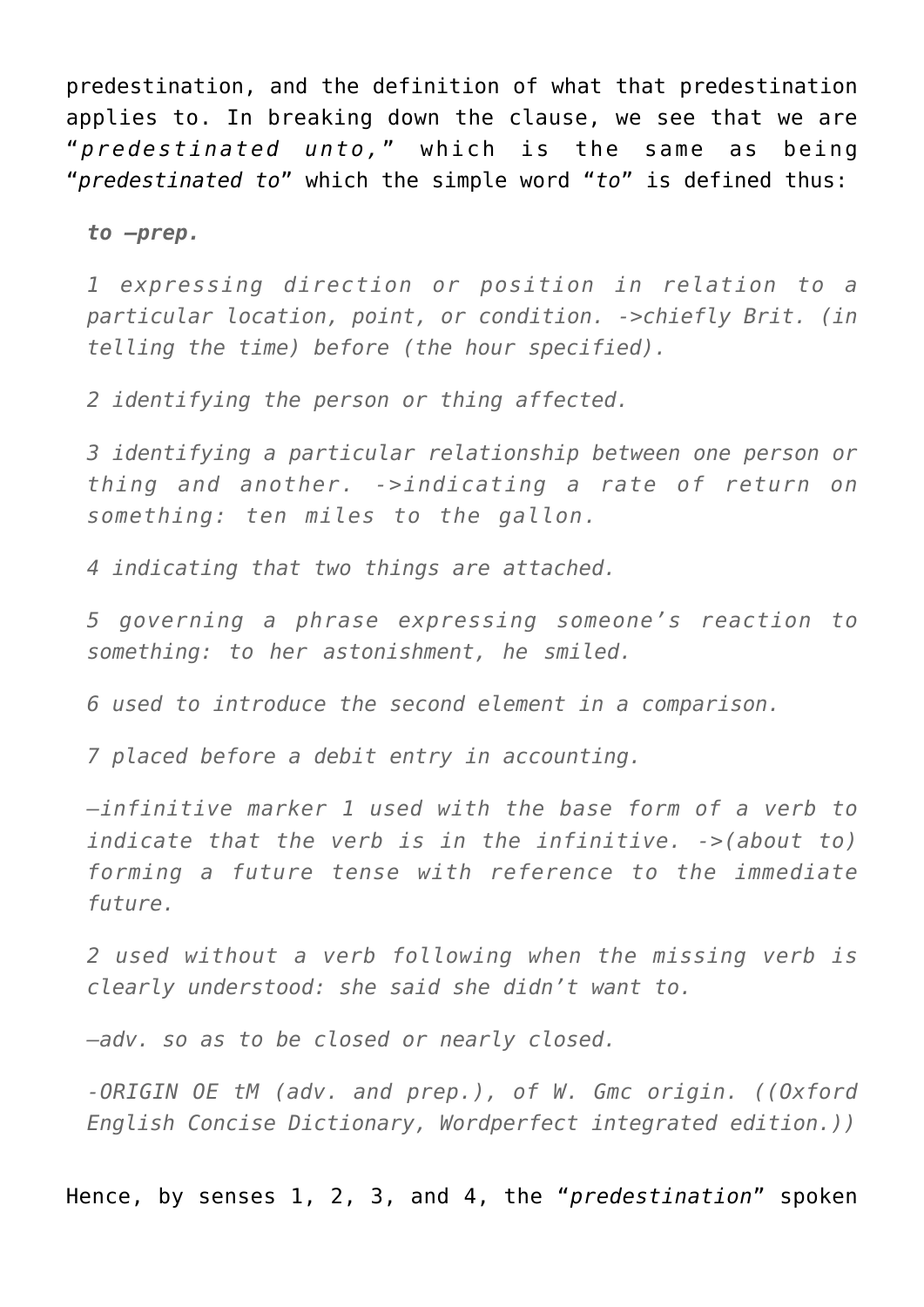predestination, and the definition of what that predestination applies to. In breaking down the clause, we see that we are "*predestinated unto,*" which is the same as being "*predestinated to*" which the simple word "*to*" is defined thus:

> ***to –prep.***
>
> *1 expressing direction or position in relation to a particular location, point, or condition. ->chiefly Brit. (in telling the time) before (the hour specified).*
>
> *2 identifying the person or thing affected.*
>
> *3 identifying a particular relationship between one person or thing and another. ->indicating a rate of return on something: ten miles to the gallon.*
>
> *4 indicating that two things are attached.*
>
> *5 governing a phrase expressing someone's reaction to something: to her astonishment, he smiled.*
>
> *6 used to introduce the second element in a comparison.*
>
> *7 placed before a debit entry in accounting.*
>
> *–infinitive marker 1 used with the base form of a verb to indicate that the verb is in the infinitive. ->(about to) forming a future tense with reference to the immediate future.*
>
> *2 used without a verb following when the missing verb is clearly understood: she said she didn't want to.*
>
> *–adv. so as to be closed or nearly closed.*
>
> *-ORIGIN OE tM (adv. and prep.), of W. Gmc origin. ((Oxford English Concise Dictionary, Wordperfect integrated edition.))*

Hence, by senses 1, 2, 3, and 4, the "*predestination*" spoken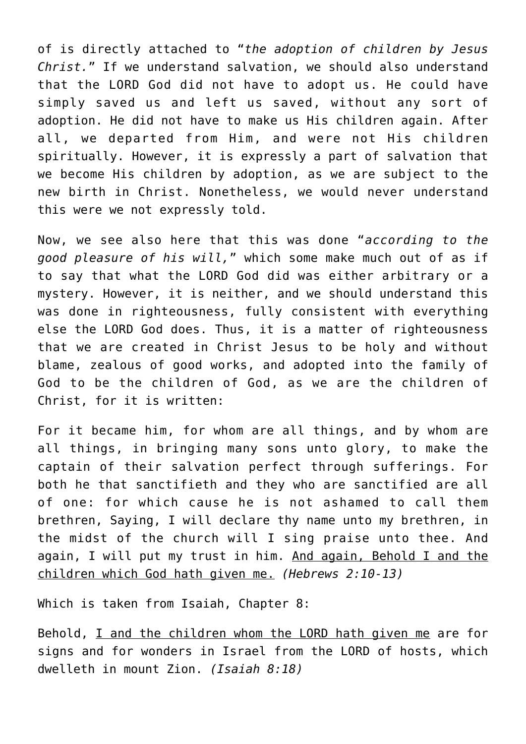of is directly attached to "*the adoption of children by Jesus Christ.*" If we understand salvation, we should also understand that the LORD God did not have to adopt us. He could have simply saved us and left us saved, without any sort of adoption. He did not have to make us His children again. After all, we departed from Him, and were not His children spiritually. However, it is expressly a part of salvation that we become His children by adoption, as we are subject to the new birth in Christ. Nonetheless, we would never understand this were we not expressly told.

Now, we see also here that this was done "*according to the good pleasure of his will,*" which some make much out of as if to say that what the LORD God did was either arbitrary or a mystery. However, it is neither, and we should understand this was done in righteousness, fully consistent with everything else the LORD God does. Thus, it is a matter of righteousness that we are created in Christ Jesus to be holy and without blame, zealous of good works, and adopted into the family of God to be the children of God, as we are the children of Christ, for it is written:

For it became him, for whom are all things, and by whom are all things, in bringing many sons unto glory, to make the captain of their salvation perfect through sufferings. For both he that sanctifieth and they who are sanctified are all of one: for which cause he is not ashamed to call them brethren, Saying, I will declare thy name unto my brethren, in the midst of the church will I sing praise unto thee. And again, I will put my trust in him. <u>And again, Behold I and the children which God hath given me.</u> *(Hebrews 2:10-13)*

Which is taken from Isaiah, Chapter 8:

Behold, <u>I and the children whom the LORD hath given me</u> are for signs and for wonders in Israel from the LORD of hosts, which dwelleth in mount Zion. *(Isaiah 8:18)*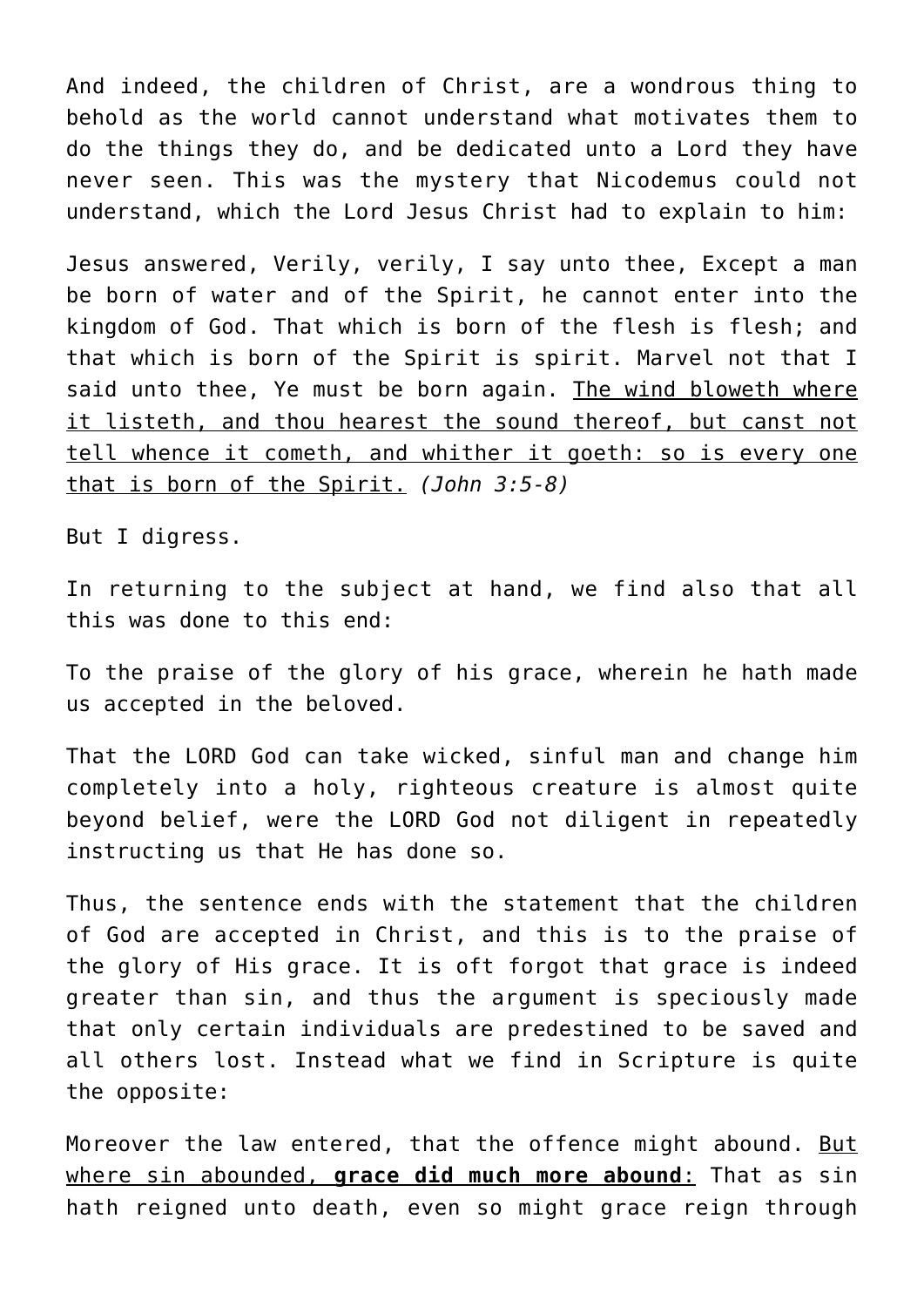And indeed, the children of Christ, are a wondrous thing to behold as the world cannot understand what motivates them to do the things they do, and be dedicated unto a Lord they have never seen. This was the mystery that Nicodemus could not understand, which the Lord Jesus Christ had to explain to him:

Jesus answered, Verily, verily, I say unto thee, Except a man be born of water and of the Spirit, he cannot enter into the kingdom of God. That which is born of the flesh is flesh; and that which is born of the Spirit is spirit. Marvel not that I said unto thee, Ye must be born again. <u>The wind bloweth where it listeth, and thou hearest the sound thereof, but canst not tell whence it cometh, and whither it goeth: so is every one that is born of the Spirit.</u> *(John 3:5-8)*

But I digress.

In returning to the subject at hand, we find also that all this was done to this end:

To the praise of the glory of his grace, wherein he hath made us accepted in the beloved.

That the LORD God can take wicked, sinful man and change him completely into a holy, righteous creature is almost quite beyond belief, were the LORD God not diligent in repeatedly instructing us that He has done so.

Thus, the sentence ends with the statement that the children of God are accepted in Christ, and this is to the praise of the glory of His grace. It is oft forgot that grace is indeed greater than sin, and thus the argument is speciously made that only certain individuals are predestined to be saved and all others lost. Instead what we find in Scripture is quite the opposite:

Moreover the law entered, that the offence might abound. <u>But where sin abounded, **grace did much more abound**:</u> That as sin hath reigned unto death, even so might grace reign through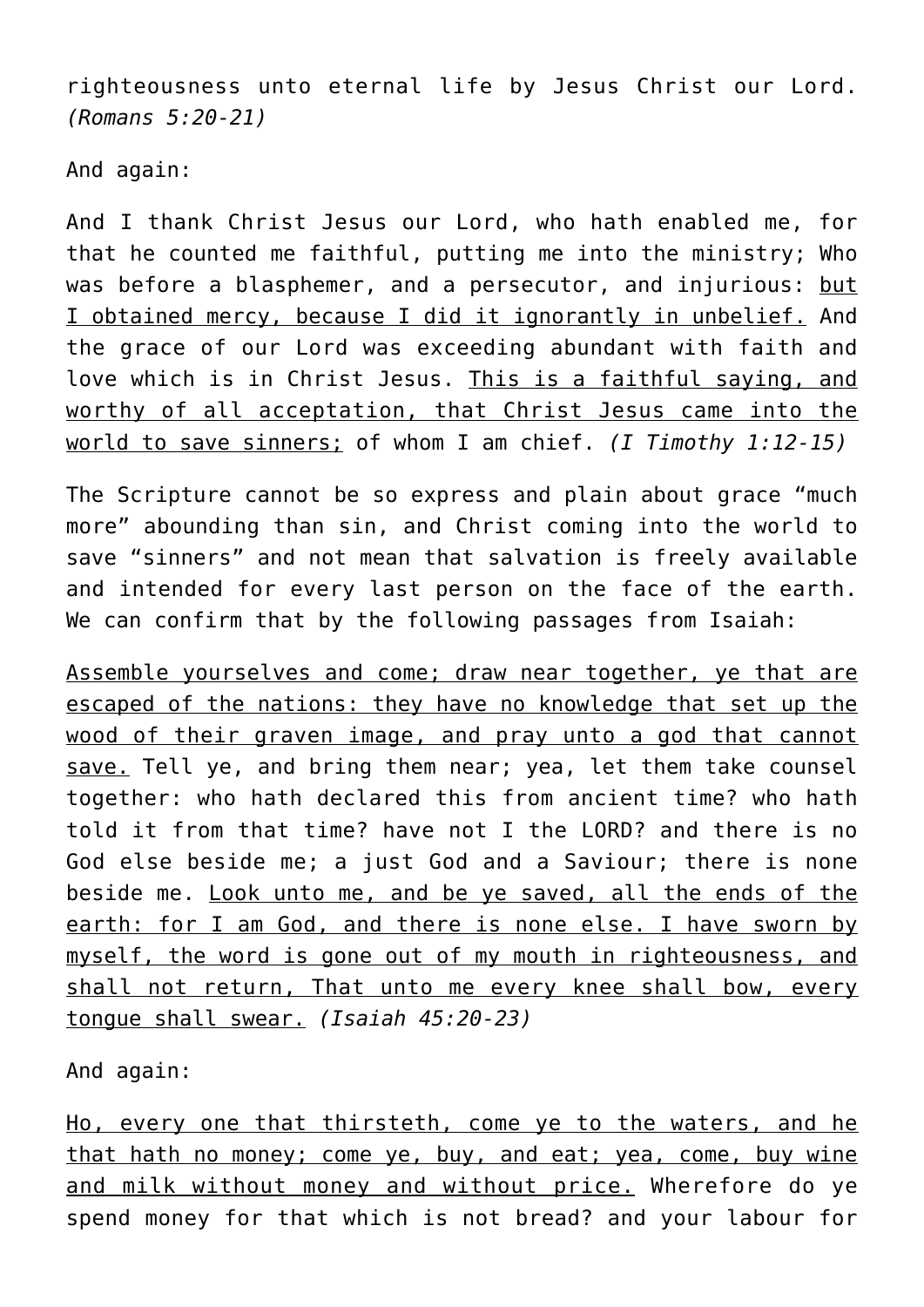righteousness unto eternal life by Jesus Christ our Lord. *(Romans 5:20-21)*

And again:

And I thank Christ Jesus our Lord, who hath enabled me, for that he counted me faithful, putting me into the ministry; Who was before a blasphemer, and a persecutor, and injurious: <u>but I obtained mercy, because I did it ignorantly in unbelief.</u> And the grace of our Lord was exceeding abundant with faith and love which is in Christ Jesus. <u>This is a faithful saying, and worthy of all acceptation, that Christ Jesus came into the world to save sinners;</u> of whom I am chief. *(I Timothy 1:12-15)*

The Scripture cannot be so express and plain about grace “much more” abounding than sin, and Christ coming into the world to save “sinners” and not mean that salvation is freely available and intended for every last person on the face of the earth. We can confirm that by the following passages from Isaiah:

<u>Assemble yourselves and come; draw near together, ye that are escaped of the nations: they have no knowledge that set up the wood of their graven image, and pray unto a god that cannot save.</u> Tell ye, and bring them near; yea, let them take counsel together: who hath declared this from ancient time? who hath told it from that time? have not I the LORD? and there is no God else beside me; a just God and a Saviour; there is none beside me. <u>Look unto me, and be ye saved, all the ends of the earth: for I am God, and there is none else. I have sworn by myself, the word is gone out of my mouth in righteousness, and shall not return, That unto me every knee shall bow, every tongue shall swear.</u> *(Isaiah 45:20-23)*

And again:

<u>Ho, every one that thirsteth, come ye to the waters, and he that hath no money; come ye, buy, and eat; yea, come, buy wine and milk without money and without price.</u> Wherefore do ye spend money for that which is not bread? and your labour for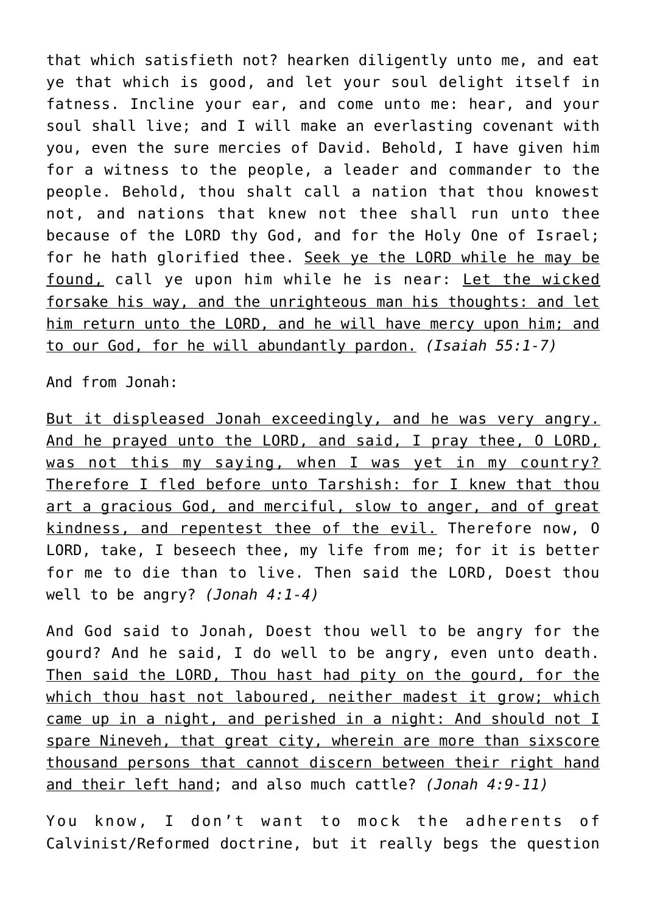that which satisfieth not? hearken diligently unto me, and eat ye that which is good, and let your soul delight itself in fatness. Incline your ear, and come unto me: hear, and your soul shall live; and I will make an everlasting covenant with you, even the sure mercies of David. Behold, I have given him for a witness to the people, a leader and commander to the people. Behold, thou shalt call a nation that thou knowest not, and nations that knew not thee shall run unto thee because of the LORD thy God, and for the Holy One of Israel; for he hath glorified thee. <u>Seek ye the LORD while he may be found,</u> call ye upon him while he is near: <u>Let the wicked forsake his way, and the unrighteous man his thoughts: and let him return unto the LORD, and he will have mercy upon him; and to our God, for he will abundantly pardon.</u> *(Isaiah 55:1-7)*

And from Jonah:

<u>But it displeased Jonah exceedingly, and he was very angry. And he prayed unto the LORD, and said, I pray thee, O LORD, was not this my saying, when I was yet in my country? Therefore I fled before unto Tarshish: for I knew that thou art a gracious God, and merciful, slow to anger, and of great kindness, and repentest thee of the evil.</u> Therefore now, O LORD, take, I beseech thee, my life from me; for it is better for me to die than to live. Then said the LORD, Doest thou well to be angry? *(Jonah 4:1-4)*

And God said to Jonah, Doest thou well to be angry for the gourd? And he said, I do well to be angry, even unto death. <u>Then said the LORD, Thou hast had pity on the gourd, for the which thou hast not laboured, neither madest it grow; which came up in a night, and perished in a night: And should not I spare Nineveh, that great city, wherein are more than sixscore thousand persons that cannot discern between their right hand and their left hand</u>; and also much cattle? *(Jonah 4:9-11)*

You know, I don't want to mock the adherents of Calvinist/Reformed doctrine, but it really begs the question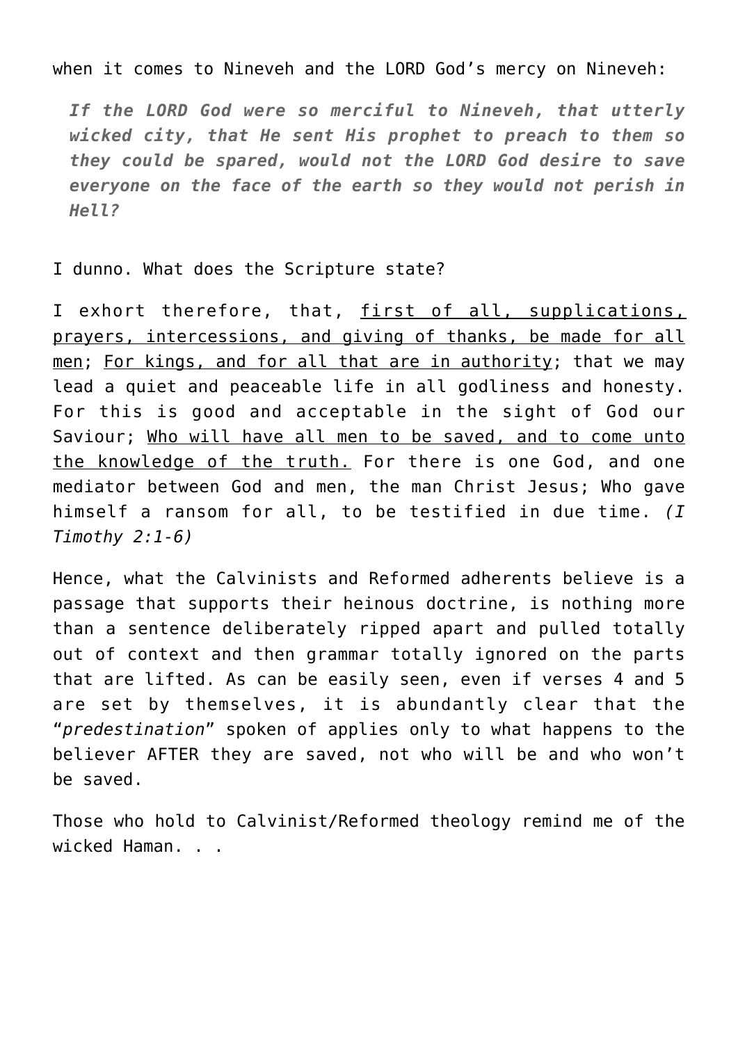when it comes to Nineveh and the LORD God's mercy on Nineveh:

> ***If the LORD God were so merciful to Nineveh, that utterly wicked city, that He sent His prophet to preach to them so they could be spared, would not the LORD God desire to save everyone on the face of the earth so they would not perish in Hell?***

I dunno. What does the Scripture state?

I exhort therefore, that, <u>first of all, supplications, prayers, intercessions, and giving of thanks, be made for all men</u>; <u>For kings, and for all that are in authority</u>; that we may lead a quiet and peaceable life in all godliness and honesty. For this is good and acceptable in the sight of God our Saviour; <u>Who will have all men to be saved, and to come unto the knowledge of the truth.</u> For there is one God, and one mediator between God and men, the man Christ Jesus; Who gave himself a ransom for all, to be testified in due time. *(I Timothy 2:1-6)*

Hence, what the Calvinists and Reformed adherents believe is a passage that supports their heinous doctrine, is nothing more than a sentence deliberately ripped apart and pulled totally out of context and then grammar totally ignored on the parts that are lifted. As can be easily seen, even if verses 4 and 5 are set by themselves, it is abundantly clear that the "*predestination*" spoken of applies only to what happens to the believer AFTER they are saved, not who will be and who won't be saved.

Those who hold to Calvinist/Reformed theology remind me of the wicked Haman. . .